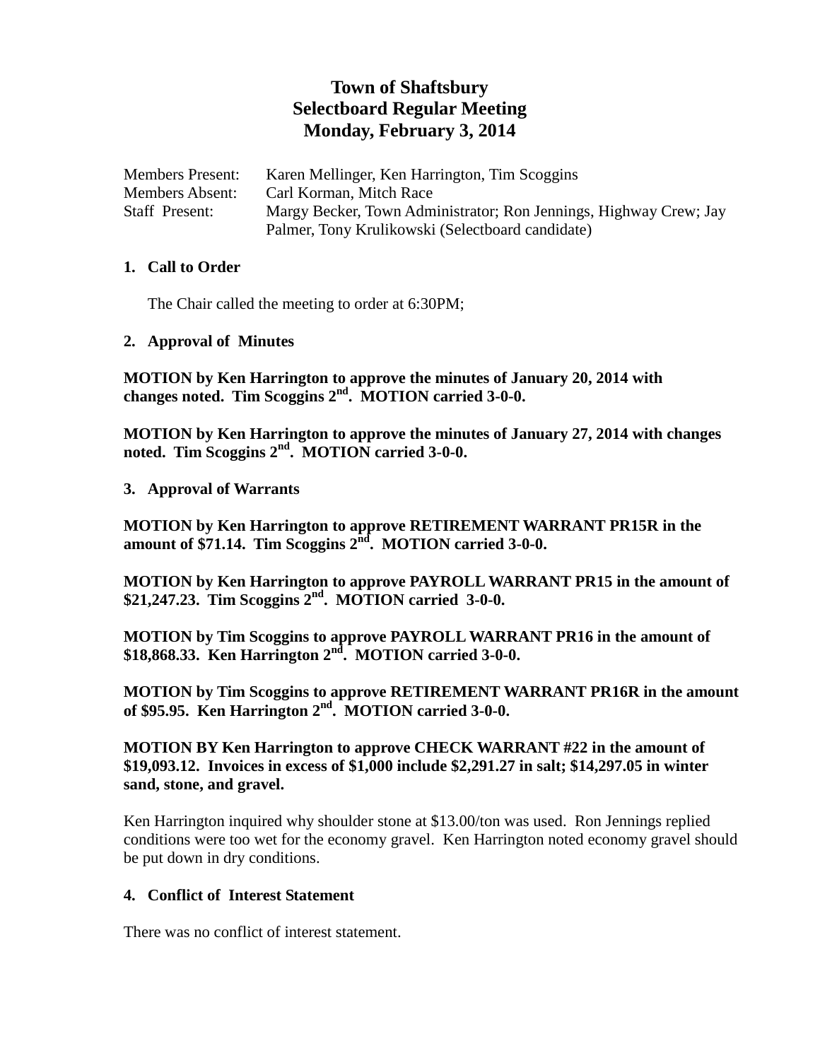# Town of Shaftsbury
## Selectboard Regular Meeting
## Monday, February 3, 2014

| | |
|---|---|
| Members Present: | Karen Mellinger, Ken Harrington, Tim Scoggins |
| Members Absent: | Carl Korman, Mitch Race |
| Staff Present: | Margy Becker, Town Administrator; Ron Jennings, Highway Crew; Jay Palmer, Tony Krulikowski (Selectboard candidate) |

### 1. Call to Order

The Chair called the meeting to order at 6:30PM;

### 2. Approval of Minutes

**MOTION by Ken Harrington to approve the minutes of January 20, 2014 with changes noted. Tim Scoggins 2nd. MOTION carried 3-0-0.**

**MOTION by Ken Harrington to approve the minutes of January 27, 2014 with changes noted. Tim Scoggins 2nd. MOTION carried 3-0-0.**

### 3. Approval of Warrants

**MOTION by Ken Harrington to approve RETIREMENT WARRANT PR15R in the amount of $71.14. Tim Scoggins 2nd. MOTION carried 3-0-0.**

**MOTION by Ken Harrington to approve PAYROLL WARRANT PR15 in the amount of $21,247.23. Tim Scoggins 2nd. MOTION carried 3-0-0.**

**MOTION by Tim Scoggins to approve PAYROLL WARRANT PR16 in the amount of $18,868.33. Ken Harrington 2nd. MOTION carried 3-0-0.**

**MOTION by Tim Scoggins to approve RETIREMENT WARRANT PR16R in the amount of $95.95. Ken Harrington 2nd. MOTION carried 3-0-0.**

**MOTION BY Ken Harrington to approve CHECK WARRANT #22 in the amount of $19,093.12. Invoices in excess of $1,000 include $2,291.27 in salt; $14,297.05 in winter sand, stone, and gravel.**

Ken Harrington inquired why shoulder stone at $13.00/ton was used. Ron Jennings replied conditions were too wet for the economy gravel. Ken Harrington noted economy gravel should be put down in dry conditions.

### 4. Conflict of Interest Statement

There was no conflict of interest statement.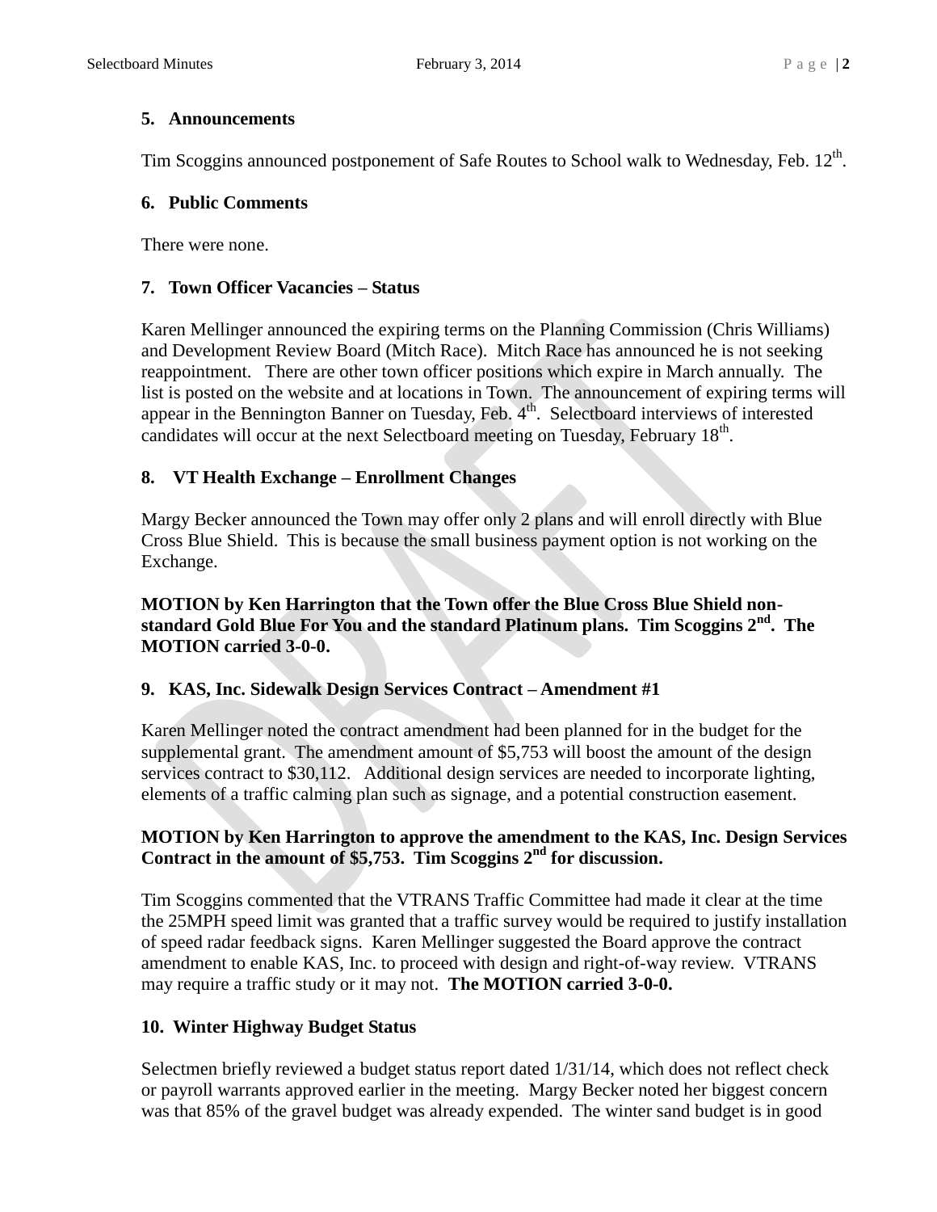## 5. Announcements

Tim Scoggins announced postponement of Safe Routes to School walk to Wednesday, Feb. 12th.

## 6. Public Comments

There were none.

## 7. Town Officer Vacancies – Status

Karen Mellinger announced the expiring terms on the Planning Commission (Chris Williams) and Development Review Board (Mitch Race). Mitch Race has announced he is not seeking reappointment. There are other town officer positions which expire in March annually. The list is posted on the website and at locations in Town. The announcement of expiring terms will appear in the Bennington Banner on Tuesday, Feb. 4th. Selectboard interviews of interested candidates will occur at the next Selectboard meeting on Tuesday, February 18th.

## 8. VT Health Exchange – Enrollment Changes

Margy Becker announced the Town may offer only 2 plans and will enroll directly with Blue Cross Blue Shield. This is because the small business payment option is not working on the Exchange.

**MOTION by Ken Harrington that the Town offer the Blue Cross Blue Shield non-standard Gold Blue For You and the standard Platinum plans. Tim Scoggins 2nd. The MOTION carried 3-0-0.**

## 9. KAS, Inc. Sidewalk Design Services Contract – Amendment #1

Karen Mellinger noted the contract amendment had been planned for in the budget for the supplemental grant. The amendment amount of $5,753 will boost the amount of the design services contract to $30,112. Additional design services are needed to incorporate lighting, elements of a traffic calming plan such as signage, and a potential construction easement.

**MOTION by Ken Harrington to approve the amendment to the KAS, Inc. Design Services Contract in the amount of $5,753. Tim Scoggins 2nd for discussion.**

Tim Scoggins commented that the VTRANS Traffic Committee had made it clear at the time the 25MPH speed limit was granted that a traffic survey would be required to justify installation of speed radar feedback signs. Karen Mellinger suggested the Board approve the contract amendment to enable KAS, Inc. to proceed with design and right-of-way review. VTRANS may require a traffic study or it may not. **The MOTION carried 3-0-0.**

## 10. Winter Highway Budget Status

Selectmen briefly reviewed a budget status report dated 1/31/14, which does not reflect check or payroll warrants approved earlier in the meeting. Margy Becker noted her biggest concern was that 85% of the gravel budget was already expended. The winter sand budget is in good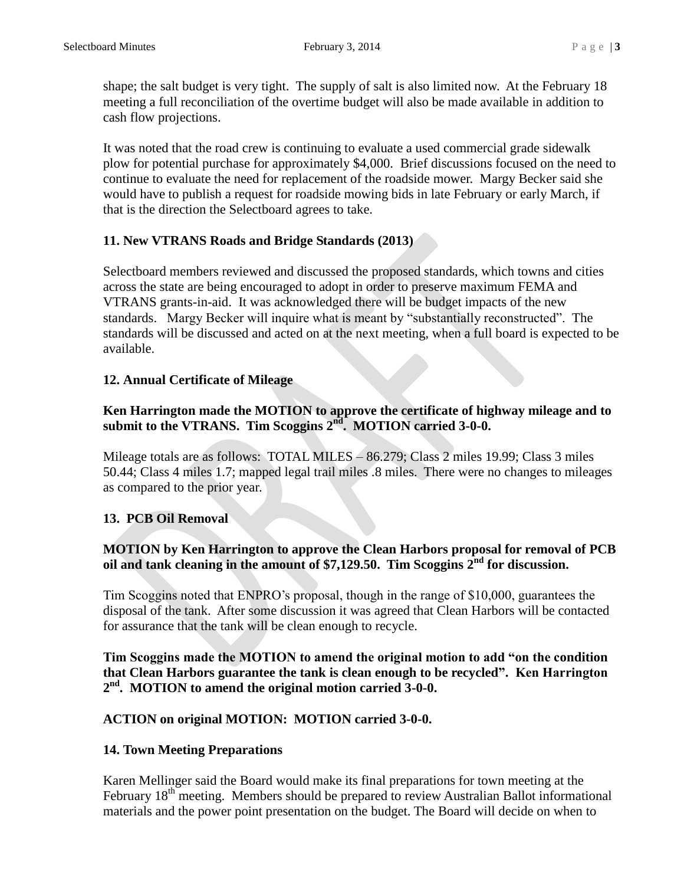shape; the salt budget is very tight. The supply of salt is also limited now. At the February 18 meeting a full reconciliation of the overtime budget will also be made available in addition to cash flow projections.

It was noted that the road crew is continuing to evaluate a used commercial grade sidewalk plow for potential purchase for approximately $4,000. Brief discussions focused on the need to continue to evaluate the need for replacement of the roadside mower. Margy Becker said she would have to publish a request for roadside mowing bids in late February or early March, if that is the direction the Selectboard agrees to take.

### 11. New VTRANS Roads and Bridge Standards (2013)

Selectboard members reviewed and discussed the proposed standards, which towns and cities across the state are being encouraged to adopt in order to preserve maximum FEMA and VTRANS grants-in-aid. It was acknowledged there will be budget impacts of the new standards. Margy Becker will inquire what is meant by "substantially reconstructed". The standards will be discussed and acted on at the next meeting, when a full board is expected to be available.

### 12. Annual Certificate of Mileage

**Ken Harrington made the MOTION to approve the certificate of highway mileage and to submit to the VTRANS. Tim Scoggins 2nd. MOTION carried 3-0-0.**

Mileage totals are as follows: TOTAL MILES – 86.279; Class 2 miles 19.99; Class 3 miles 50.44; Class 4 miles 1.7; mapped legal trail miles .8 miles. There were no changes to mileages as compared to the prior year.

### 13. PCB Oil Removal

**MOTION by Ken Harrington to approve the Clean Harbors proposal for removal of PCB oil and tank cleaning in the amount of $7,129.50. Tim Scoggins 2nd for discussion.**

Tim Scoggins noted that ENPRO's proposal, though in the range of $10,000, guarantees the disposal of the tank. After some discussion it was agreed that Clean Harbors will be contacted for assurance that the tank will be clean enough to recycle.

**Tim Scoggins made the MOTION to amend the original motion to add "on the condition that Clean Harbors guarantee the tank is clean enough to be recycled". Ken Harrington 2nd. MOTION to amend the original motion carried 3-0-0.**

**ACTION on original MOTION: MOTION carried 3-0-0.**

### 14. Town Meeting Preparations

Karen Mellinger said the Board would make its final preparations for town meeting at the February 18th meeting. Members should be prepared to review Australian Ballot informational materials and the power point presentation on the budget. The Board will decide on when to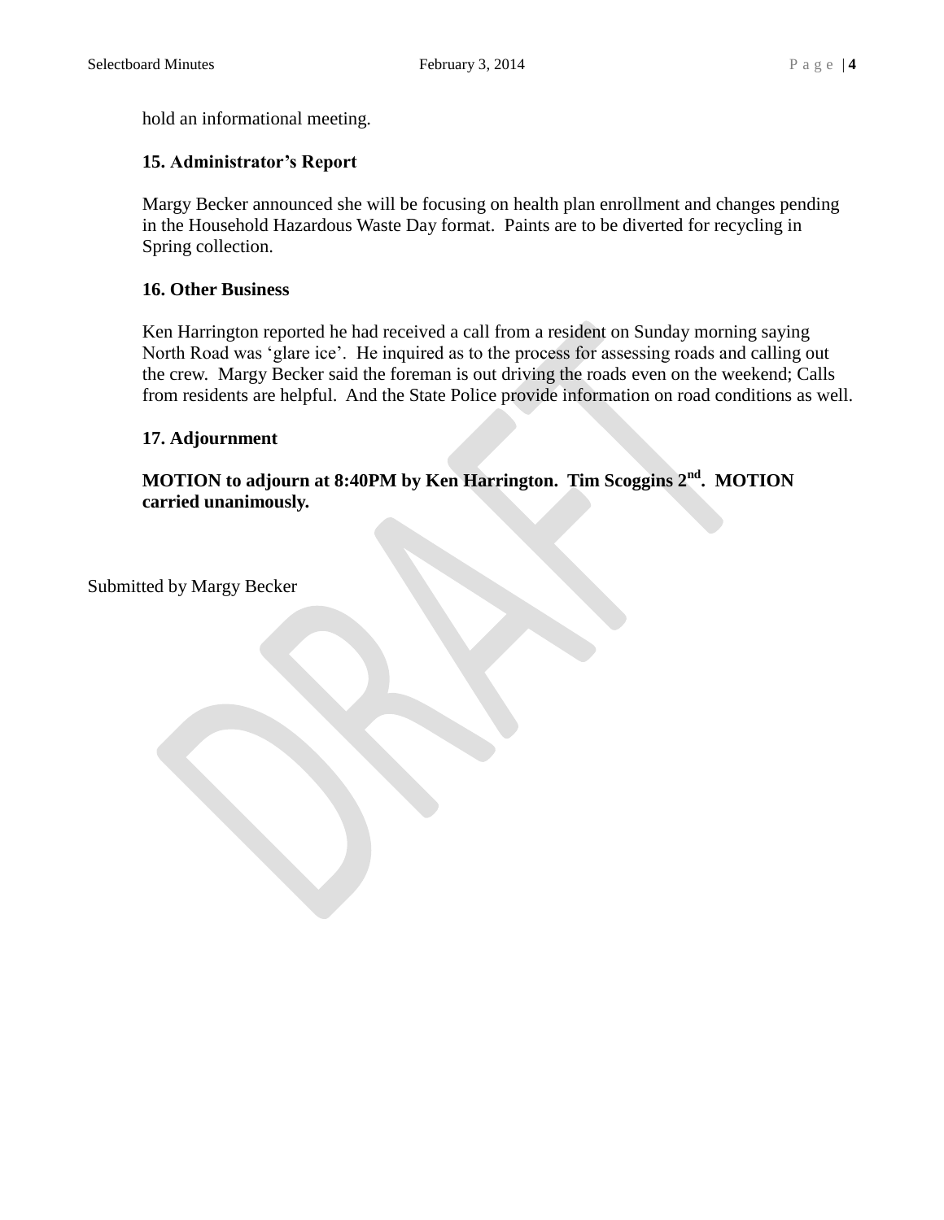hold an informational meeting.

**15. Administrator's Report**

Margy Becker announced she will be focusing on health plan enrollment and changes pending in the Household Hazardous Waste Day format. Paints are to be diverted for recycling in Spring collection.

**16. Other Business**

Ken Harrington reported he had received a call from a resident on Sunday morning saying North Road was 'glare ice'. He inquired as to the process for assessing roads and calling out the crew. Margy Becker said the foreman is out driving the roads even on the weekend; Calls from residents are helpful. And the State Police provide information on road conditions as well.

**17. Adjournment**

**MOTION to adjourn at 8:40PM by Ken Harrington. Tim Scoggins 2nd. MOTION carried unanimously.**

Submitted by Margy Becker

DRAFT